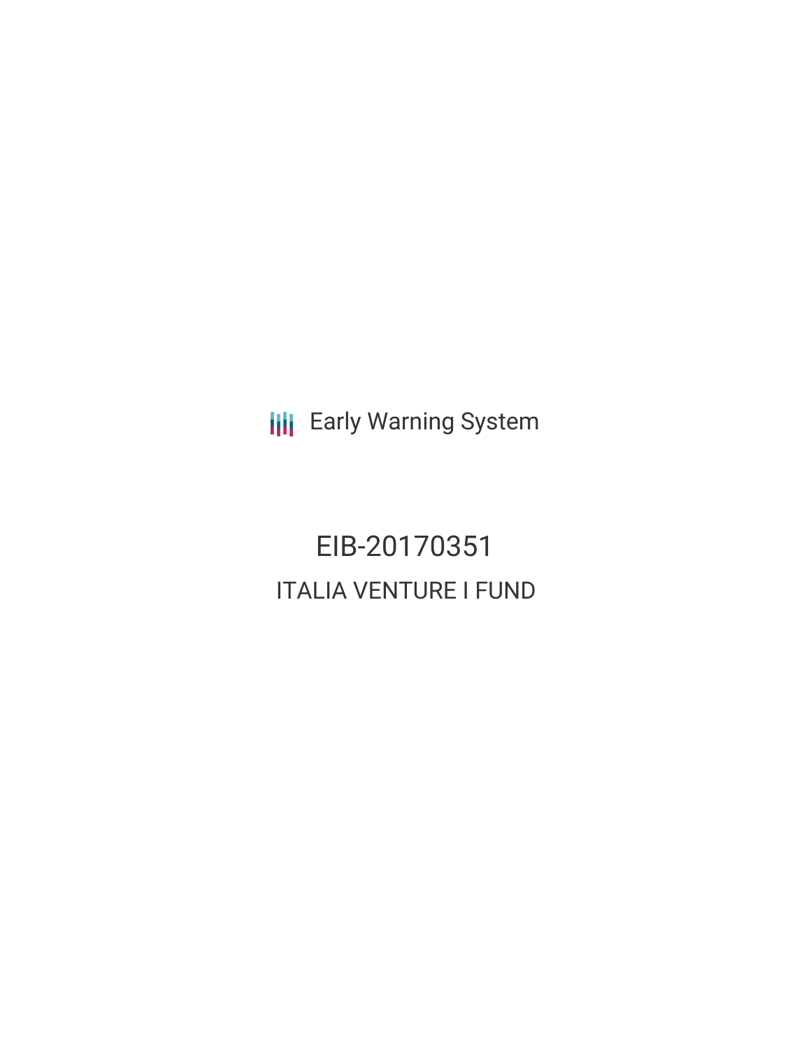Early Warning System

# EIB-20170351

## ITALIA VENTURE I FUND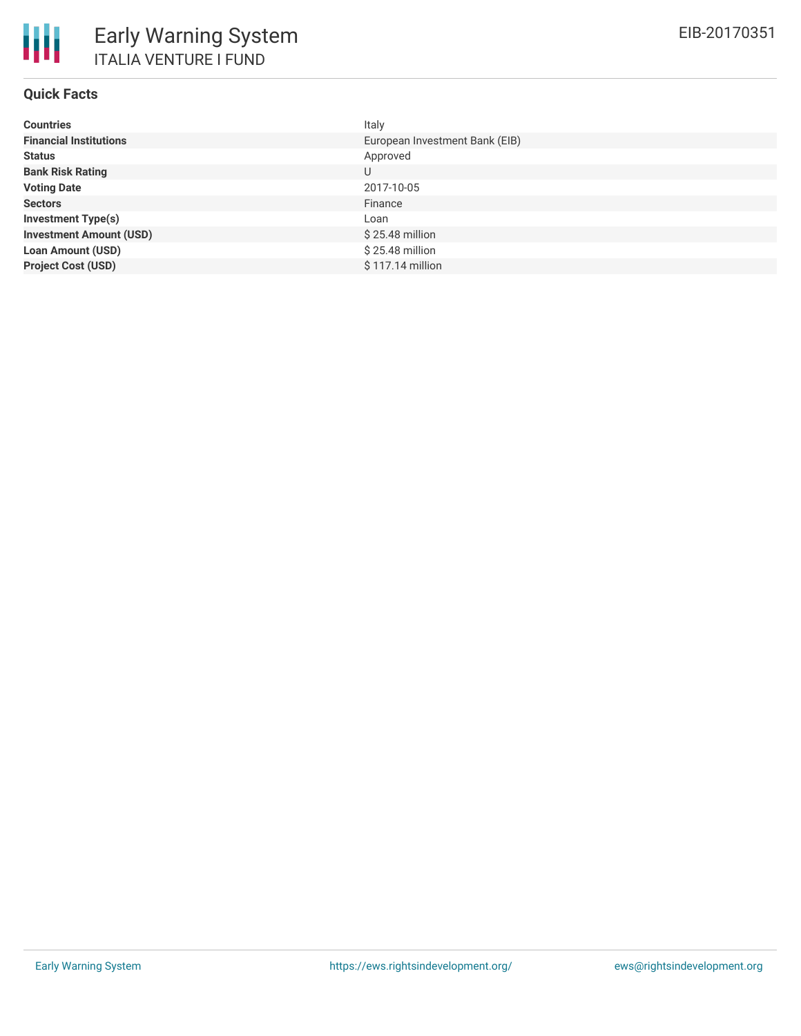# Early Warning System

## ITALIA VENTURE I FUND

EIB-20170351

### Quick Facts

| | |
|---|---|
| **Countries** | Italy |
| **Financial Institutions** | European Investment Bank (EIB) |
| **Status** | Approved |
| **Bank Risk Rating** | U |
| **Voting Date** | 2017-10-05 |
| **Sectors** | Finance |
| **Investment Type(s)** | Loan |
| **Investment Amount (USD)** | $ 25.48 million |
| **Loan Amount (USD)** | $ 25.48 million |
| **Project Cost (USD)** | $ 117.14 million |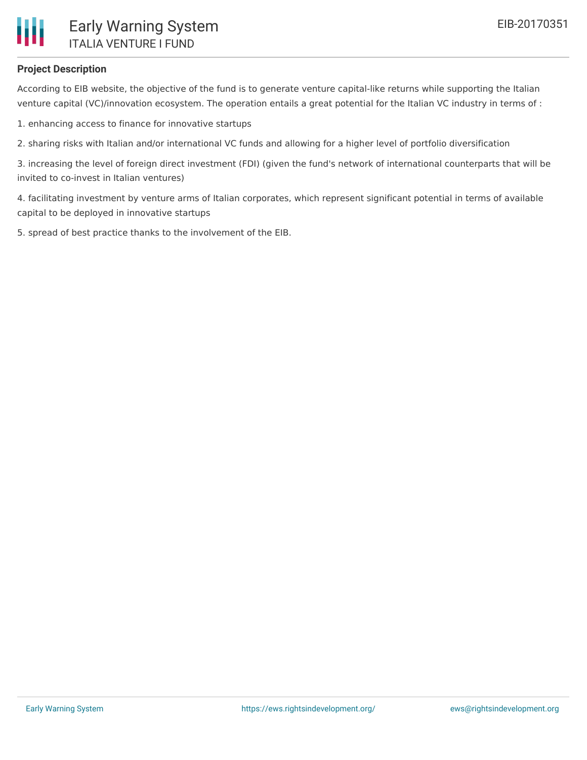## Project Description

According to EIB website, the objective of the fund is to generate venture capital-like returns while supporting the Italian venture capital (VC)/innovation ecosystem. The operation entails a great potential for the Italian VC industry in terms of :

1. enhancing access to finance for innovative startups

2. sharing risks with Italian and/or international VC funds and allowing for a higher level of portfolio diversification

3. increasing the level of foreign direct investment (FDI) (given the fund's network of international counterparts that will be invited to co-invest in Italian ventures)

4. facilitating investment by venture arms of Italian corporates, which represent significant potential in terms of available capital to be deployed in innovative startups

5. spread of best practice thanks to the involvement of the EIB.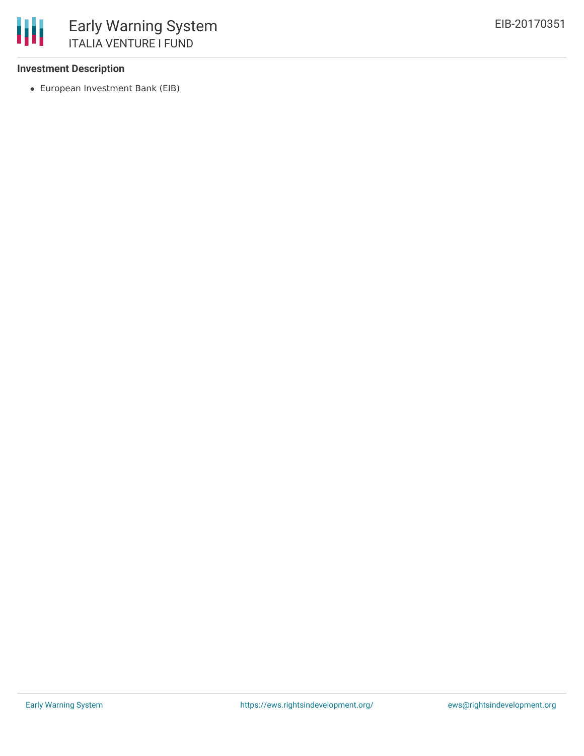### Investment Description

- European Investment Bank (EIB)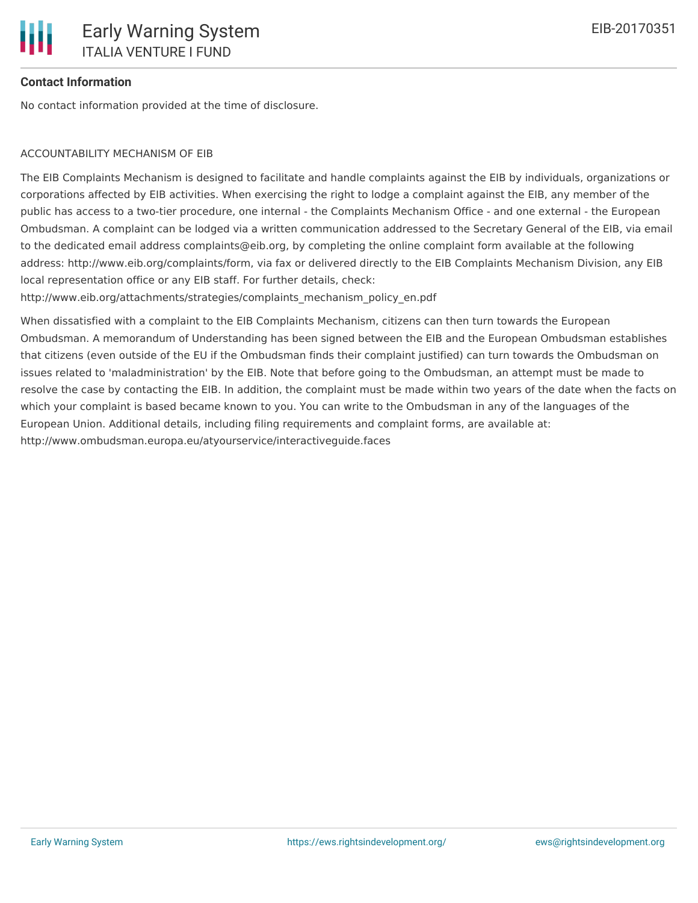**Contact Information**

No contact information provided at the time of disclosure.

ACCOUNTABILITY MECHANISM OF EIB

The EIB Complaints Mechanism is designed to facilitate and handle complaints against the EIB by individuals, organizations or corporations affected by EIB activities. When exercising the right to lodge a complaint against the EIB, any member of the public has access to a two-tier procedure, one internal - the Complaints Mechanism Office - and one external - the European Ombudsman. A complaint can be lodged via a written communication addressed to the Secretary General of the EIB, via email to the dedicated email address complaints@eib.org, by completing the online complaint form available at the following address: http://www.eib.org/complaints/form, via fax or delivered directly to the EIB Complaints Mechanism Division, any EIB local representation office or any EIB staff. For further details, check: http://www.eib.org/attachments/strategies/complaints_mechanism_policy_en.pdf

When dissatisfied with a complaint to the EIB Complaints Mechanism, citizens can then turn towards the European Ombudsman. A memorandum of Understanding has been signed between the EIB and the European Ombudsman establishes that citizens (even outside of the EU if the Ombudsman finds their complaint justified) can turn towards the Ombudsman on issues related to 'maladministration' by the EIB. Note that before going to the Ombudsman, an attempt must be made to resolve the case by contacting the EIB. In addition, the complaint must be made within two years of the date when the facts on which your complaint is based became known to you. You can write to the Ombudsman in any of the languages of the European Union. Additional details, including filing requirements and complaint forms, are available at: http://www.ombudsman.europa.eu/atyourservice/interactiveguide.faces